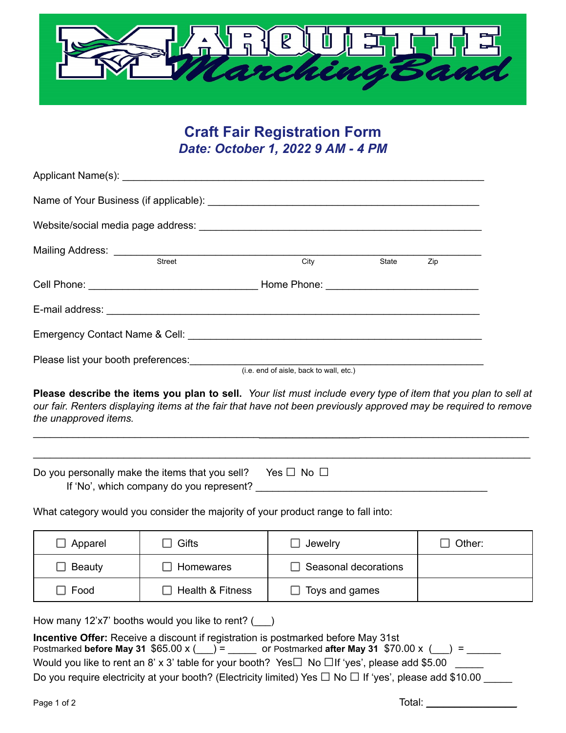# MARQUETTE Marching Band

## Craft Fair Registration Form

### *Date: October 1, 2022 9 AM - 4 PM*

Applicant Name(s): ___________________________________________________________

Name of Your Business (if applicable): ______________________________________________

Website/social media page address: _________________________________________________

Mailing Address: ________________________________________________________________
Street City State Zip

Cell Phone: ______________________________ Home Phone: ___________________________

E-mail address: __________________________________________________________________

Emergency Contact Name & Cell: ____________________________________________________

Please list your booth preferences: _____________________________________________________
(i.e. end of aisle, back to wall, etc.)

**Please describe the items you plan to sell.** *Your list must include every type of item that you plan to sell at our fair. Renters displaying items at the fair that have not been previously approved may be required to remove the unapproved items.*

_____________________________________________________________________________________

_____________________________________________________________________________________

Do you personally make the items that you sell? Yes ☐ No ☐

If 'No', which company do you represent? ________________________________________

What category would you consider the majority of your product range to fall into:

| | | | |
|---|---|---|---|
| ☐ Apparel | ☐ Gifts | ☐ Jewelry | ☐ Other: |
| ☐ Beauty | ☐ Homewares | ☐ Seasonal decorations | |
| ☐ Food | ☐ Health & Fitness | ☐ Toys and games | |

How many 12'x7' booths would you like to rent? (___)

**Incentive Offer:** Receive a discount if registration is postmarked before May 31st
Postmarked **before May 31** $65.00 x (___) = _____ or Postmarked **after May 31** $70.00 x (___) = ______

Would you like to rent an 8' x 3' table for your booth? Yes☐ No ☐ If 'yes', please add $5.00 _____

Do you require electricity at your booth? (Electricity limited) Yes ☐ No ☐ If 'yes', please add $10.00 _____

Total: ________________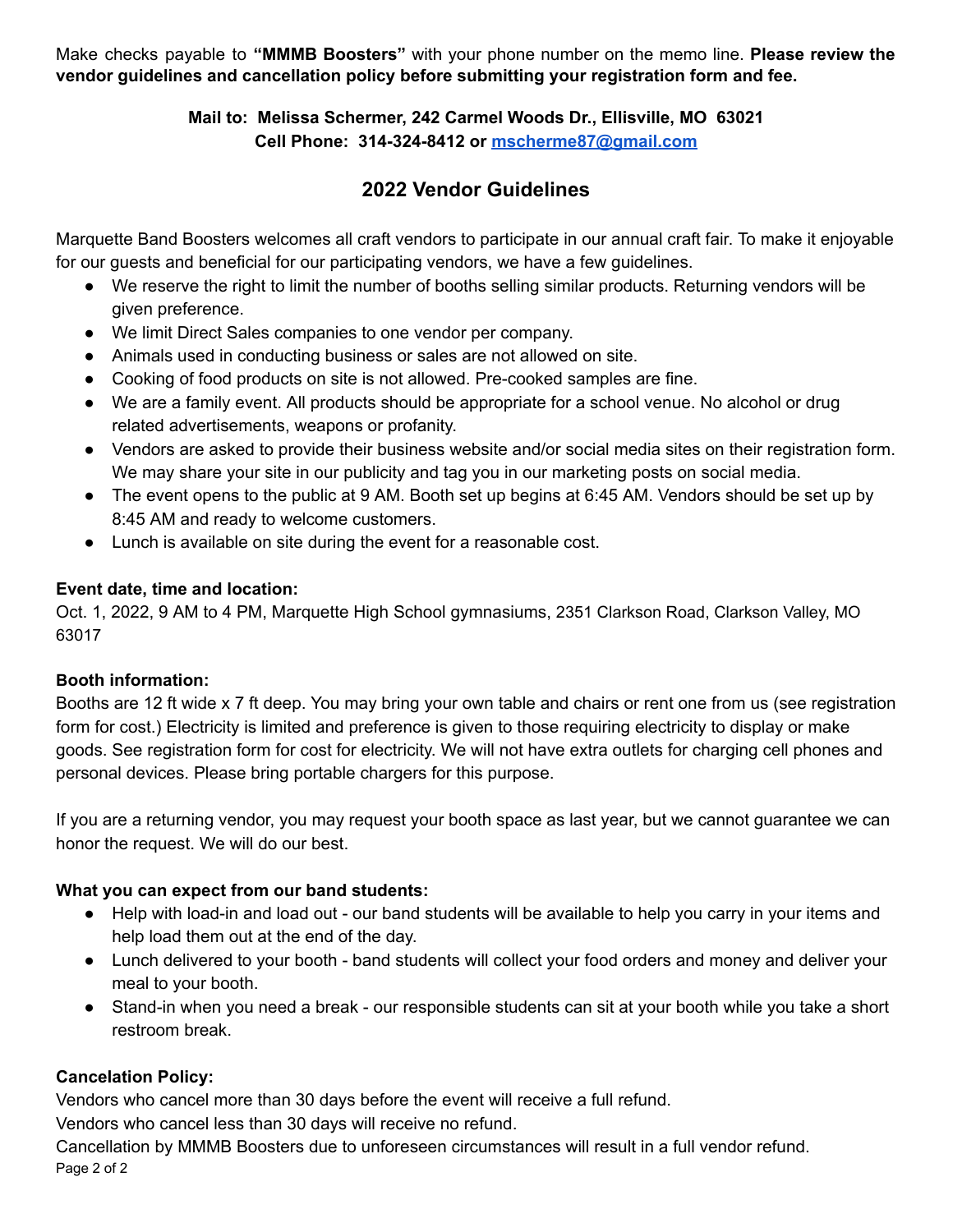Make checks payable to **"MMMB Boosters"** with your phone number on the memo line. **Please review the vendor guidelines and cancellation policy before submitting your registration form and fee.**

**Mail to: Melissa Schermer, 242 Carmel Woods Dr., Ellisville, MO 63021**
**Cell Phone: 314-324-8412 or mscherme87@gmail.com**

## 2022 Vendor Guidelines

Marquette Band Boosters welcomes all craft vendors to participate in our annual craft fair. To make it enjoyable for our guests and beneficial for our participating vendors, we have a few guidelines.

- We reserve the right to limit the number of booths selling similar products. Returning vendors will be given preference.
- We limit Direct Sales companies to one vendor per company.
- Animals used in conducting business or sales are not allowed on site.
- Cooking of food products on site is not allowed. Pre-cooked samples are fine.
- We are a family event. All products should be appropriate for a school venue. No alcohol or drug related advertisements, weapons or profanity.
- Vendors are asked to provide their business website and/or social media sites on their registration form. We may share your site in our publicity and tag you in our marketing posts on social media.
- The event opens to the public at 9 AM. Booth set up begins at 6:45 AM. Vendors should be set up by 8:45 AM and ready to welcome customers.
- Lunch is available on site during the event for a reasonable cost.

**Event date, time and location:**
Oct. 1, 2022, 9 AM to 4 PM, Marquette High School gymnasiums, 2351 Clarkson Road, Clarkson Valley, MO 63017

**Booth information:**
Booths are 12 ft wide x 7 ft deep. You may bring your own table and chairs or rent one from us (see registration form for cost.) Electricity is limited and preference is given to those requiring electricity to display or make goods. See registration form for cost for electricity. We will not have extra outlets for charging cell phones and personal devices. Please bring portable chargers for this purpose.

If you are a returning vendor, you may request your booth space as last year, but we cannot guarantee we can honor the request. We will do our best.

**What you can expect from our band students:**

- Help with load-in and load out - our band students will be available to help you carry in your items and help load them out at the end of the day.
- Lunch delivered to your booth - band students will collect your food orders and money and deliver your meal to your booth.
- Stand-in when you need a break - our responsible students can sit at your booth while you take a short restroom break.

**Cancelation Policy:**
Vendors who cancel more than 30 days before the event will receive a full refund.
Vendors who cancel less than 30 days will receive no refund.
Cancellation by MMMB Boosters due to unforeseen circumstances will result in a full vendor refund.